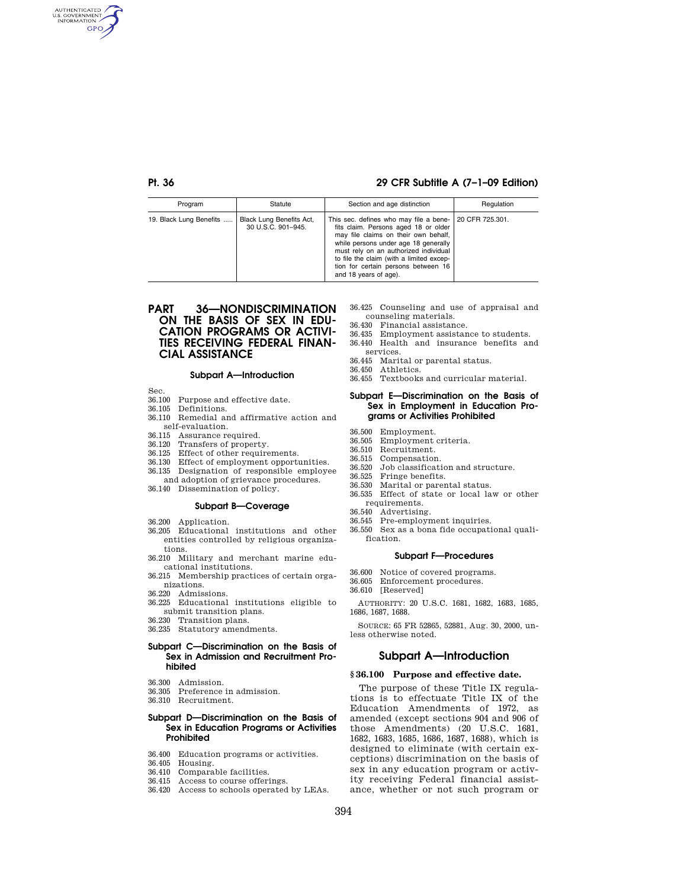| Program | Statute | Section and age distinction | Regulation |
| --- | --- | --- | --- |
| 19. Black Lung Benefits ..... | Black Lung Benefits Act, 30 U.S.C. 901–945. | This sec. defines who may file a benefits claim. Persons aged 18 or older may file claims on their own behalf, while persons under age 18 generally must rely on an authorized individual to file the claim (with a limited exception for certain persons between 16 and 18 years of age). | 20 CFR 725.301. |

# PART 36—NONDISCRIMINATION ON THE BASIS OF SEX IN EDUCATION PROGRAMS OR ACTIVITIES RECEIVING FEDERAL FINANCIAL ASSISTANCE

### Subpart A—Introduction

Sec.
36.100 Purpose and effective date.
36.105 Definitions.
36.110 Remedial and affirmative action and self-evaluation.
36.115 Assurance required.
36.120 Transfers of property.
36.125 Effect of other requirements.
36.130 Effect of employment opportunities.
36.135 Designation of responsible employee and adoption of grievance procedures.
36.140 Dissemination of policy.

### Subpart B—Coverage

36.200 Application.
36.205 Educational institutions and other entities controlled by religious organizations.
36.210 Military and merchant marine educational institutions.
36.215 Membership practices of certain organizations.
36.220 Admissions.
36.225 Educational institutions eligible to submit transition plans.
36.230 Transition plans.
36.235 Statutory amendments.

### Subpart C—Discrimination on the Basis of Sex in Admission and Recruitment Prohibited

36.300 Admission.
36.305 Preference in admission.
36.310 Recruitment.

### Subpart D—Discrimination on the Basis of Sex in Education Programs or Activities Prohibited

36.400 Education programs or activities.
36.405 Housing.
36.410 Comparable facilities.
36.415 Access to course offerings.
36.420 Access to schools operated by LEAs.
36.425 Counseling and use of appraisal and counseling materials.
36.430 Financial assistance.
36.435 Employment assistance to students.
36.440 Health and insurance benefits and services.
36.445 Marital or parental status.
36.450 Athletics.
36.455 Textbooks and curricular material.

### Subpart E—Discrimination on the Basis of Sex in Employment in Education Programs or Activities Prohibited

36.500 Employment.
36.505 Employment criteria.
36.510 Recruitment.
36.515 Compensation.
36.520 Job classification and structure.
36.525 Fringe benefits.
36.530 Marital or parental status.
36.535 Effect of state or local law or other requirements.
36.540 Advertising.
36.545 Pre-employment inquiries.
36.550 Sex as a bona fide occupational qualification.

### Subpart F—Procedures

36.600 Notice of covered programs.
36.605 Enforcement procedures.
36.610 [Reserved]

AUTHORITY: 20 U.S.C. 1681, 1682, 1683, 1685, 1686, 1687, 1688.

SOURCE: 65 FR 52865, 52881, Aug. 30, 2000, unless otherwise noted.

## Subpart A—Introduction

### § 36.100 Purpose and effective date.

The purpose of these Title IX regulations is to effectuate Title IX of the Education Amendments of 1972, as amended (except sections 904 and 906 of those Amendments) (20 U.S.C. 1681, 1682, 1683, 1685, 1686, 1687, 1688), which is designed to eliminate (with certain exceptions) discrimination on the basis of sex in any education program or activity receiving Federal financial assistance, whether or not such program or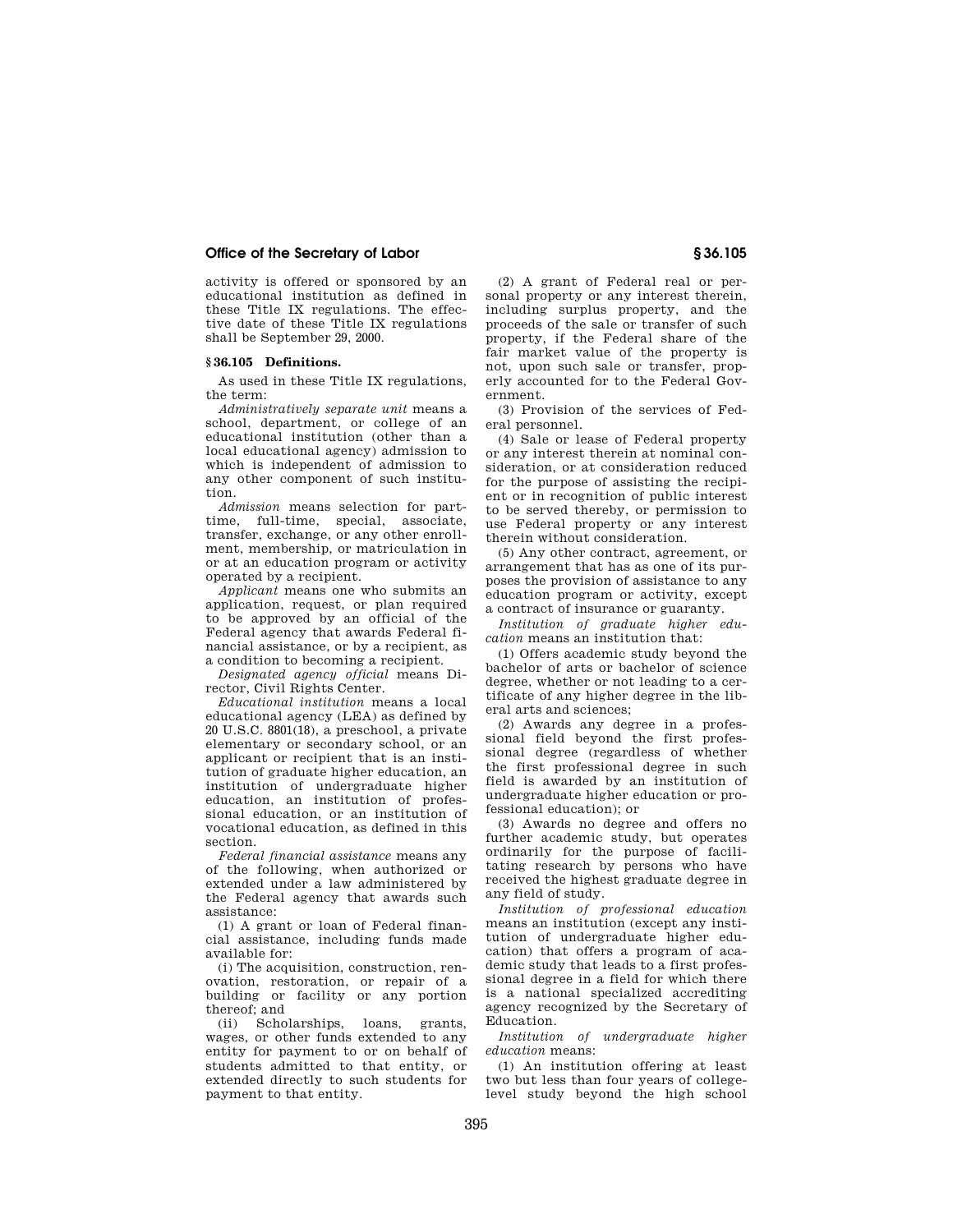activity is offered or sponsored by an educational institution as defined in these Title IX regulations. The effective date of these Title IX regulations shall be September 29, 2000.

### § 36.105 Definitions.

As used in these Title IX regulations, the term:

*Administratively separate unit* means a school, department, or college of an educational institution (other than a local educational agency) admission to which is independent of admission to any other component of such institution.

*Admission* means selection for part-time, full-time, special, associate, transfer, exchange, or any other enrollment, membership, or matriculation in or at an education program or activity operated by a recipient.

*Applicant* means one who submits an application, request, or plan required to be approved by an official of the Federal agency that awards Federal financial assistance, or by a recipient, as a condition to becoming a recipient.

*Designated agency official* means Director, Civil Rights Center.

*Educational institution* means a local educational agency (LEA) as defined by 20 U.S.C. 8801(18), a preschool, a private elementary or secondary school, or an applicant or recipient that is an institution of graduate higher education, an institution of undergraduate higher education, an institution of professional education, or an institution of vocational education, as defined in this section.

*Federal financial assistance* means any of the following, when authorized or extended under a law administered by the Federal agency that awards such assistance:

(1) A grant or loan of Federal financial assistance, including funds made available for:

(i) The acquisition, construction, renovation, restoration, or repair of a building or facility or any portion thereof; and

(ii) Scholarships, loans, grants, wages, or other funds extended to any entity for payment to or on behalf of students admitted to that entity, or extended directly to such students for payment to that entity.

(2) A grant of Federal real or personal property or any interest therein, including surplus property, and the proceeds of the sale or transfer of such property, if the Federal share of the fair market value of the property is not, upon such sale or transfer, properly accounted for to the Federal Government.

(3) Provision of the services of Federal personnel.

(4) Sale or lease of Federal property or any interest therein at nominal consideration, or at consideration reduced for the purpose of assisting the recipient or in recognition of public interest to be served thereby, or permission to use Federal property or any interest therein without consideration.

(5) Any other contract, agreement, or arrangement that has as one of its purposes the provision of assistance to any education program or activity, except a contract of insurance or guaranty.

*Institution of graduate higher education* means an institution that:

(1) Offers academic study beyond the bachelor of arts or bachelor of science degree, whether or not leading to a certificate of any higher degree in the liberal arts and sciences;

(2) Awards any degree in a professional field beyond the first professional degree (regardless of whether the first professional degree in such field is awarded by an institution of undergraduate higher education or professional education); or

(3) Awards no degree and offers no further academic study, but operates ordinarily for the purpose of facilitating research by persons who have received the highest graduate degree in any field of study.

*Institution of professional education* means an institution (except any institution of undergraduate higher education) that offers a program of academic study that leads to a first professional degree in a field for which there is a national specialized accrediting agency recognized by the Secretary of Education.

*Institution of undergraduate higher education* means:

(1) An institution offering at least two but less than four years of college-level study beyond the high school